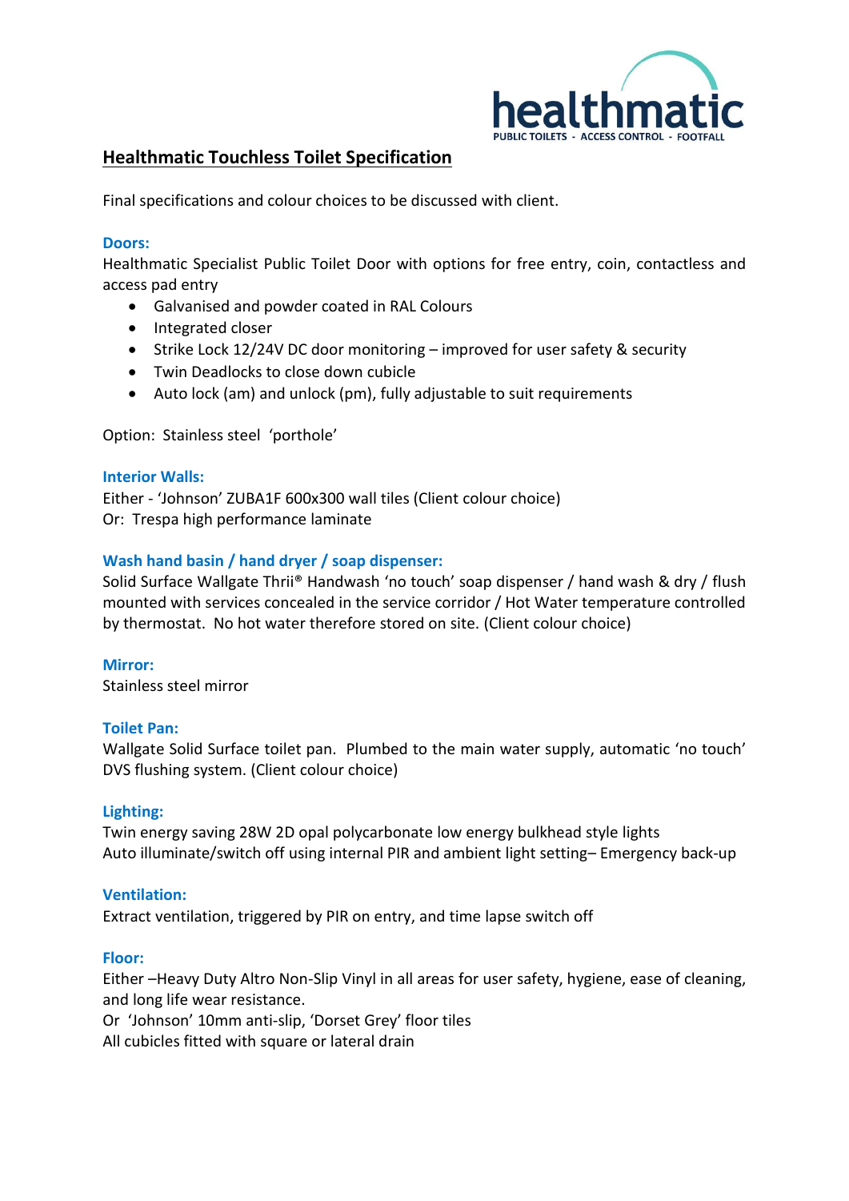# Healthmatic Touchless Toilet Specification

Final specifications and colour choices to be discussed with client.

## Doors:

Healthmatic Specialist Public Toilet Door with options for free entry, coin, contactless and access pad entry

- Galvanised and powder coated in RAL Colours
- Integrated closer
- Strike Lock 12/24V DC door monitoring – improved for user safety & security
- Twin Deadlocks to close down cubicle
- Auto lock (am) and unlock (pm), fully adjustable to suit requirements

Option: Stainless steel 'porthole'

## Interior Walls:

Either - 'Johnson' ZUBA1F 600x300 wall tiles (Client colour choice)
Or: Trespa high performance laminate

## Wash hand basin / hand dryer / soap dispenser:

Solid Surface Wallgate Thrii® Handwash 'no touch' soap dispenser / hand wash & dry / flush mounted with services concealed in the service corridor / Hot Water temperature controlled by thermostat. No hot water therefore stored on site. (Client colour choice)

## Mirror:

Stainless steel mirror

## Toilet Pan:

Wallgate Solid Surface toilet pan. Plumbed to the main water supply, automatic 'no touch' DVS flushing system. (Client colour choice)

## Lighting:

Twin energy saving 28W 2D opal polycarbonate low energy bulkhead style lights
Auto illuminate/switch off using internal PIR and ambient light setting– Emergency back-up

## Ventilation:

Extract ventilation, triggered by PIR on entry, and time lapse switch off

## Floor:

Either –Heavy Duty Altro Non-Slip Vinyl in all areas for user safety, hygiene, ease of cleaning, and long life wear resistance.
Or 'Johnson' 10mm anti-slip, 'Dorset Grey' floor tiles
All cubicles fitted with square or lateral drain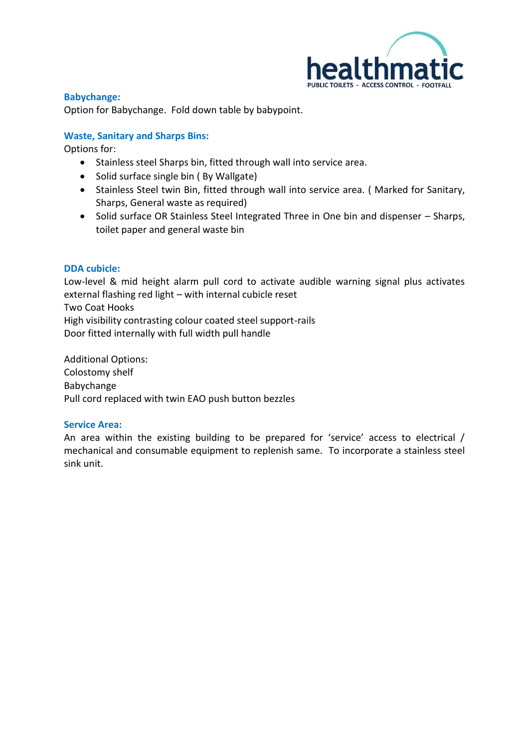**Babychange:**

Option for Babychange. Fold down table by babypoint.

**Waste, Sanitary and Sharps Bins:**

Options for:

- Stainless steel Sharps bin, fitted through wall into service area.
- Solid surface single bin ( By Wallgate)
- Stainless Steel twin Bin, fitted through wall into service area. ( Marked for Sanitary, Sharps, General waste as required)
- Solid surface OR Stainless Steel Integrated Three in One bin and dispenser – Sharps, toilet paper and general waste bin

**DDA cubicle:**

Low-level & mid height alarm pull cord to activate audible warning signal plus activates external flashing red light – with internal cubicle reset
Two Coat Hooks
High visibility contrasting colour coated steel support-rails
Door fitted internally with full width pull handle

Additional Options:
Colostomy shelf
Babychange
Pull cord replaced with twin EAO push button bezzles

**Service Area:**

An area within the existing building to be prepared for 'service' access to electrical / mechanical and consumable equipment to replenish same. To incorporate a stainless steel sink unit.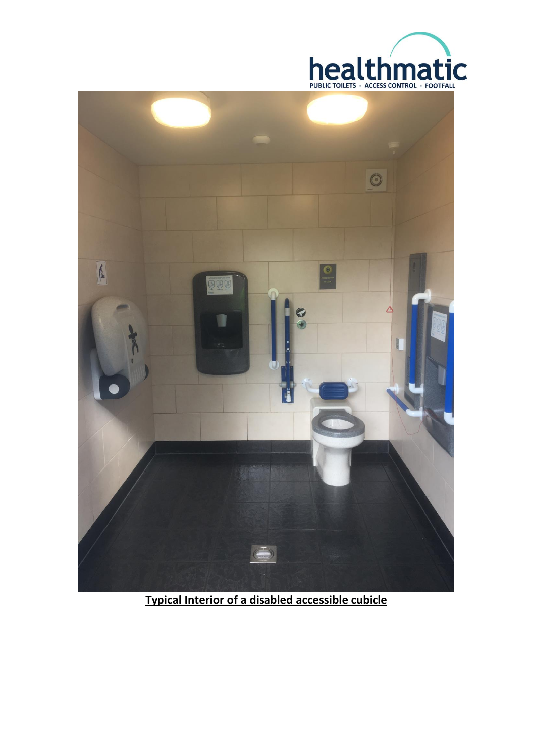**Typical Interior of a disabled accessible cubicle**